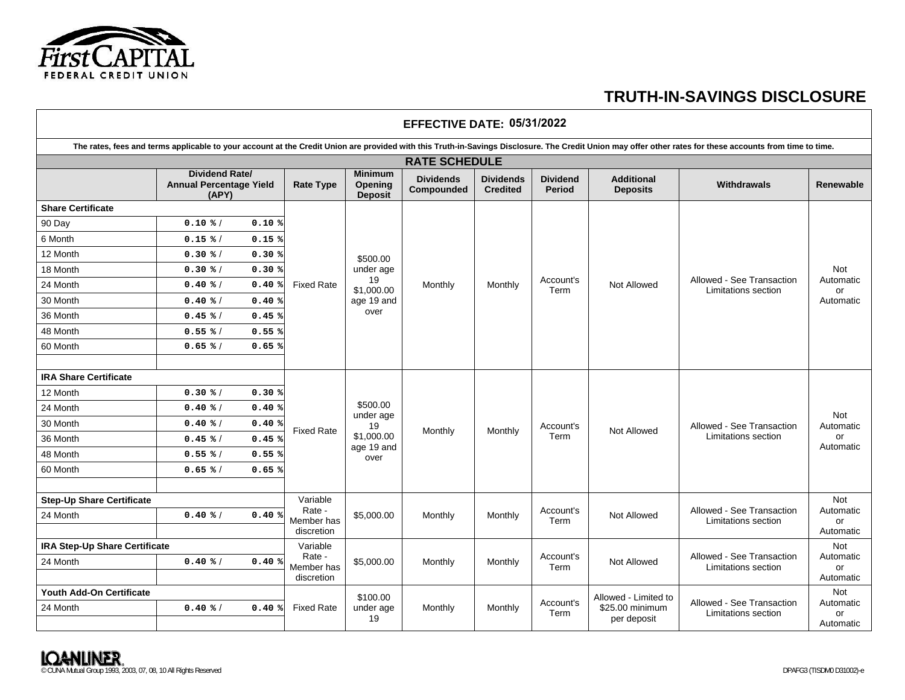First CAPITAL FEDERAL CREDIT UNION

# TRUTH-IN-SAVINGS DISCLOSURE

**EFFECTIVE DATE: 05/31/2022**

**The rates, fees and terms applicable to your account at the Credit Union are provided with this Truth-in-Savings Disclosure. The Credit Union may offer other rates for these accounts from time to time.**

## RATE SCHEDULE

| | Dividend Rate/ Annual Percentage Yield (APY) | Rate Type | Minimum Opening Deposit | Dividends Compounded | Dividends Credited | Dividend Period | Additional Deposits | Withdrawals | Renewable |
|---|---|---|---|---|---|---|---|---|---|
| **Share Certificate** | | Fixed Rate | $500.00 under age 19 $1,000.00 age 19 and over | Monthly | Monthly | Account's Term | Not Allowed | Allowed - See Transaction Limitations section | Not Automatic or Automatic |
| 90 Day | 0.10 % / 0.10 % | | | | | | | | |
| 6 Month | 0.15 % / 0.15 % | | | | | | | | |
| 12 Month | 0.30 % / 0.30 % | | | | | | | | |
| 18 Month | 0.30 % / 0.30 % | | | | | | | | |
| 24 Month | 0.40 % / 0.40 % | | | | | | | | |
| 30 Month | 0.40 % / 0.40 % | | | | | | | | |
| 36 Month | 0.45 % / 0.45 % | | | | | | | | |
| 48 Month | 0.55 % / 0.55 % | | | | | | | | |
| 60 Month | 0.65 % / 0.65 % | | | | | | | | |
| **IRA Share Certificate** | | Fixed Rate | $500.00 under age 19 $1,000.00 age 19 and over | Monthly | Monthly | Account's Term | Not Allowed | Allowed - See Transaction Limitations section | Not Automatic or Automatic |
| 12 Month | 0.30 % / 0.30 % | | | | | | | | |
| 24 Month | 0.40 % / 0.40 % | | | | | | | | |
| 30 Month | 0.40 % / 0.40 % | | | | | | | | |
| 36 Month | 0.45 % / 0.45 % | | | | | | | | |
| 48 Month | 0.55 % / 0.55 % | | | | | | | | |
| 60 Month | 0.65 % / 0.65 % | | | | | | | | |
| **Step-Up Share Certificate** | | Variable Rate - Member has discretion | $5,000.00 | Monthly | Monthly | Account's Term | Not Allowed | Allowed - See Transaction Limitations section | Not Automatic or Automatic |
| 24 Month | 0.40 % / 0.40 % | | | | | | | | |
| **IRA Step-Up Share Certificate** | | Variable Rate - Member has discretion | $5,000.00 | Monthly | Monthly | Account's Term | Not Allowed | Allowed - See Transaction Limitations section | Not Automatic or Automatic |
| 24 Month | 0.40 % / 0.40 % | | | | | | | | |
| **Youth Add-On Certificate** | | Fixed Rate | $100.00 under age 19 | Monthly | Monthly | Account's Term | Allowed - Limited to $25.00 minimum per deposit | Allowed - See Transaction Limitations section | Not Automatic or Automatic |
| 24 Month | 0.40 % / 0.40 % | | | | | | | | |

LOANLINER. © CUNA Mutual Group 1993, 2003, 07, 08, 10 All Rights Reserved

DPAFG3 (TISDM0 D31002)-e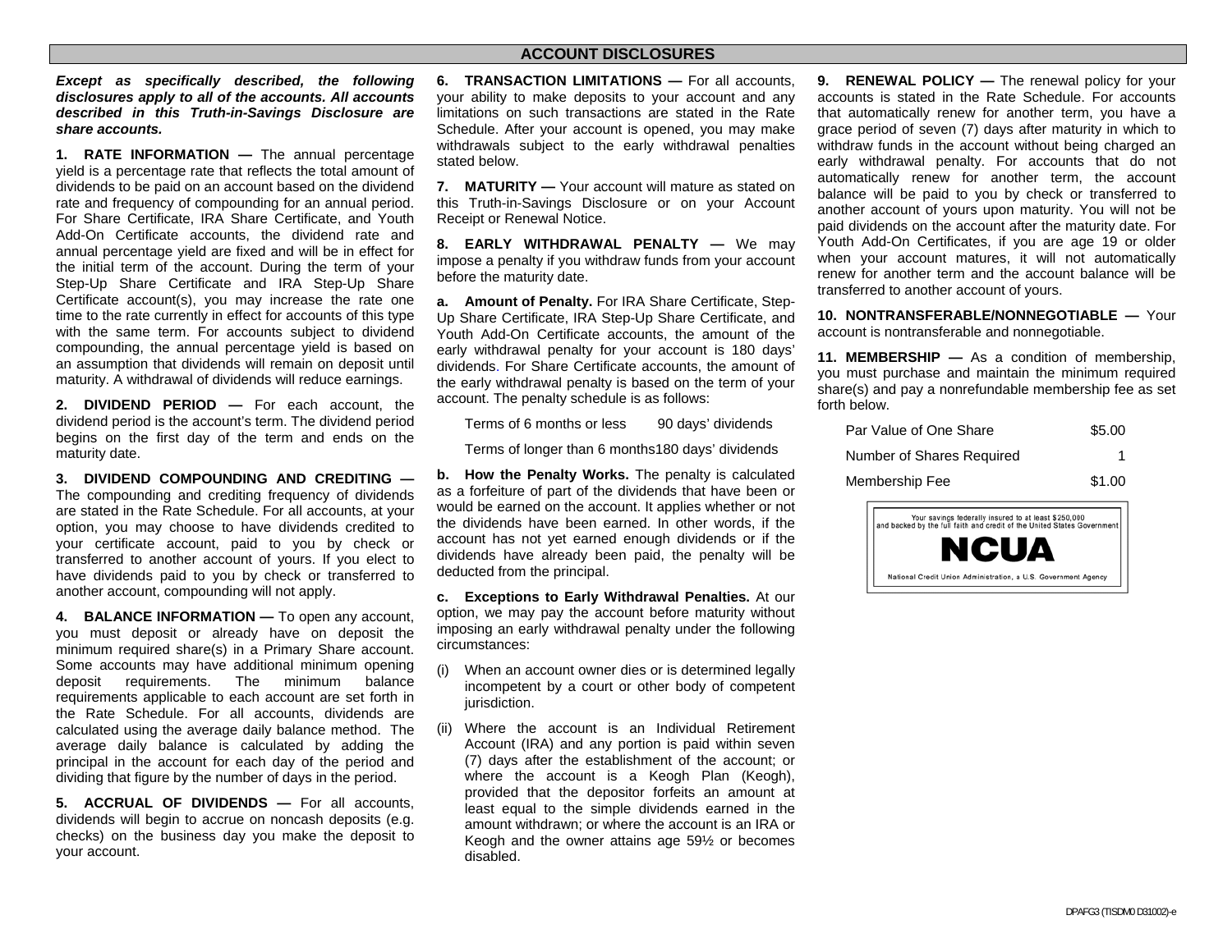## ACCOUNT DISCLOSURES

***Except as specifically described, the following disclosures apply to all of the accounts. All accounts described in this Truth-in-Savings Disclosure are share accounts.***

**1. RATE INFORMATION —** The annual percentage yield is a percentage rate that reflects the total amount of dividends to be paid on an account based on the dividend rate and frequency of compounding for an annual period. For Share Certificate, IRA Share Certificate, and Youth Add-On Certificate accounts, the dividend rate and annual percentage yield are fixed and will be in effect for the initial term of the account. During the term of your Step-Up Share Certificate and IRA Step-Up Share Certificate account(s), you may increase the rate one time to the rate currently in effect for accounts of this type with the same term. For accounts subject to dividend compounding, the annual percentage yield is based on an assumption that dividends will remain on deposit until maturity. A withdrawal of dividends will reduce earnings.

**2. DIVIDEND PERIOD —** For each account, the dividend period is the account's term. The dividend period begins on the first day of the term and ends on the maturity date.

**3. DIVIDEND COMPOUNDING AND CREDITING —** The compounding and crediting frequency of dividends are stated in the Rate Schedule. For all accounts, at your option, you may choose to have dividends credited to your certificate account, paid to you by check or transferred to another account of yours. If you elect to have dividends paid to you by check or transferred to another account, compounding will not apply.

**4. BALANCE INFORMATION —** To open any account, you must deposit or already have on deposit the minimum required share(s) in a Primary Share account. Some accounts may have additional minimum opening deposit requirements. The minimum balance requirements applicable to each account are set forth in the Rate Schedule. For all accounts, dividends are calculated using the average daily balance method. The average daily balance is calculated by adding the principal in the account for each day of the period and dividing that figure by the number of days in the period.

**5. ACCRUAL OF DIVIDENDS —** For all accounts, dividends will begin to accrue on noncash deposits (e.g. checks) on the business day you make the deposit to your account.

**6. TRANSACTION LIMITATIONS —** For all accounts, your ability to make deposits to your account and any limitations on such transactions are stated in the Rate Schedule. After your account is opened, you may make withdrawals subject to the early withdrawal penalties stated below.

**7. MATURITY —** Your account will mature as stated on this Truth-in-Savings Disclosure or on your Account Receipt or Renewal Notice.

**8. EARLY WITHDRAWAL PENALTY —** We may impose a penalty if you withdraw funds from your account before the maturity date.

**a. Amount of Penalty.** For IRA Share Certificate, Step-Up Share Certificate, IRA Step-Up Share Certificate, and Youth Add-On Certificate accounts, the amount of the early withdrawal penalty for your account is 180 days' dividends. For Share Certificate accounts, the amount of the early withdrawal penalty is based on the term of your account. The penalty schedule is as follows:

| | |
|---|---|
| Terms of 6 months or less | 90 days' dividends |
| Terms of longer than 6 months | 180 days' dividends |

**b. How the Penalty Works.** The penalty is calculated as a forfeiture of part of the dividends that have been or would be earned on the account. It applies whether or not the dividends have been earned. In other words, if the account has not yet earned enough dividends or if the dividends have already been paid, the penalty will be deducted from the principal.

**c. Exceptions to Early Withdrawal Penalties.** At our option, we may pay the account before maturity without imposing an early withdrawal penalty under the following circumstances:

(i) When an account owner dies or is determined legally incompetent by a court or other body of competent jurisdiction.

(ii) Where the account is an Individual Retirement Account (IRA) and any portion is paid within seven (7) days after the establishment of the account; or where the account is a Keogh Plan (Keogh), provided that the depositor forfeits an amount at least equal to the simple dividends earned in the amount withdrawn; or where the account is an IRA or Keogh and the owner attains age 59½ or becomes disabled.

**9. RENEWAL POLICY —** The renewal policy for your accounts is stated in the Rate Schedule. For accounts that automatically renew for another term, you have a grace period of seven (7) days after maturity in which to withdraw funds in the account without being charged an early withdrawal penalty. For accounts that do not automatically renew for another term, the account balance will be paid to you by check or transferred to another account of yours upon maturity. You will not be paid dividends on the account after the maturity date. For Youth Add-On Certificates, if you are age 19 or older when your account matures, it will not automatically renew for another term and the account balance will be transferred to another account of yours.

**10. NONTRANSFERABLE/NONNEGOTIABLE —** Your account is nontransferable and nonnegotiable.

**11. MEMBERSHIP —** As a condition of membership, you must purchase and maintain the minimum required share(s) and pay a nonrefundable membership fee as set forth below.

| | |
|---|---|
| Par Value of One Share | $5.00 |
| Number of Shares Required | 1 |
| Membership Fee | $1.00 |

Your savings federally insured to at least $250,000 and backed by the full faith and credit of the United States Government

NCUA

National Credit Union Administration, a U.S. Government Agency

DPAFG3 (TISDM0 D31002)-e